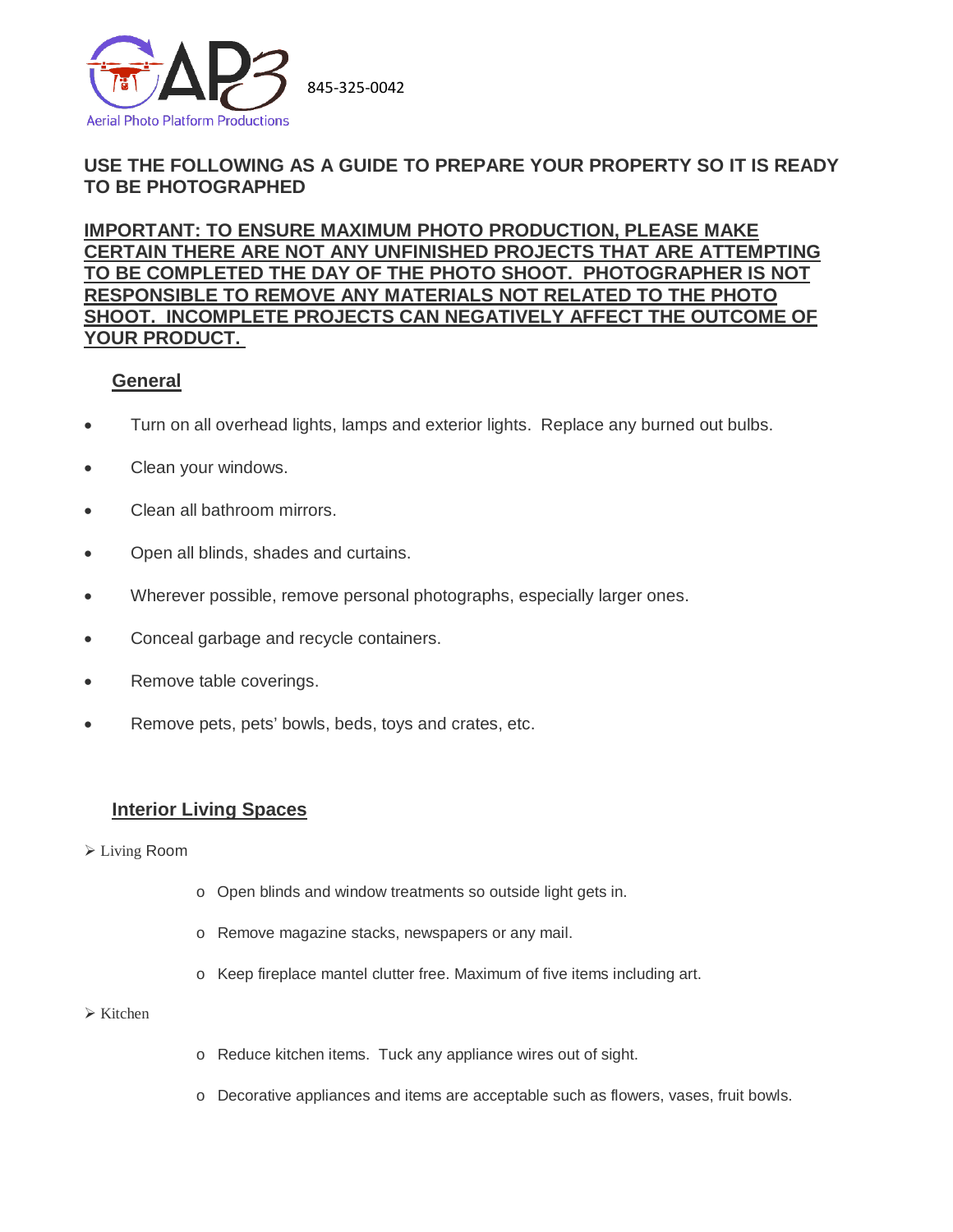AP3 Aerial Photo Platform Productions

845-325-0042

**USE THE FOLLOWING AS A GUIDE TO PREPARE YOUR PROPERTY SO IT IS READY TO BE PHOTOGRAPHED**

**IMPORTANT: TO ENSURE MAXIMUM PHOTO PRODUCTION, PLEASE MAKE CERTAIN THERE ARE NOT ANY UNFINISHED PROJECTS THAT ARE ATTEMPTING TO BE COMPLETED THE DAY OF THE PHOTO SHOOT. PHOTOGRAPHER IS NOT RESPONSIBLE TO REMOVE ANY MATERIALS NOT RELATED TO THE PHOTO SHOOT. INCOMPLETE PROJECTS CAN NEGATIVELY AFFECT THE OUTCOME OF YOUR PRODUCT.**

## General

- Turn on all overhead lights, lamps and exterior lights. Replace any burned out bulbs.
- Clean your windows.
- Clean all bathroom mirrors.
- Open all blinds, shades and curtains.
- Wherever possible, remove personal photographs, especially larger ones.
- Conceal garbage and recycle containers.
- Remove table coverings.
- Remove pets, pets' bowls, beds, toys and crates, etc.

## Interior Living Spaces

- Living Room
  - Open blinds and window treatments so outside light gets in.
  - Remove magazine stacks, newspapers or any mail.
  - Keep fireplace mantel clutter free. Maximum of five items including art.
- Kitchen
  - Reduce kitchen items. Tuck any appliance wires out of sight.
  - Decorative appliances and items are acceptable such as flowers, vases, fruit bowls.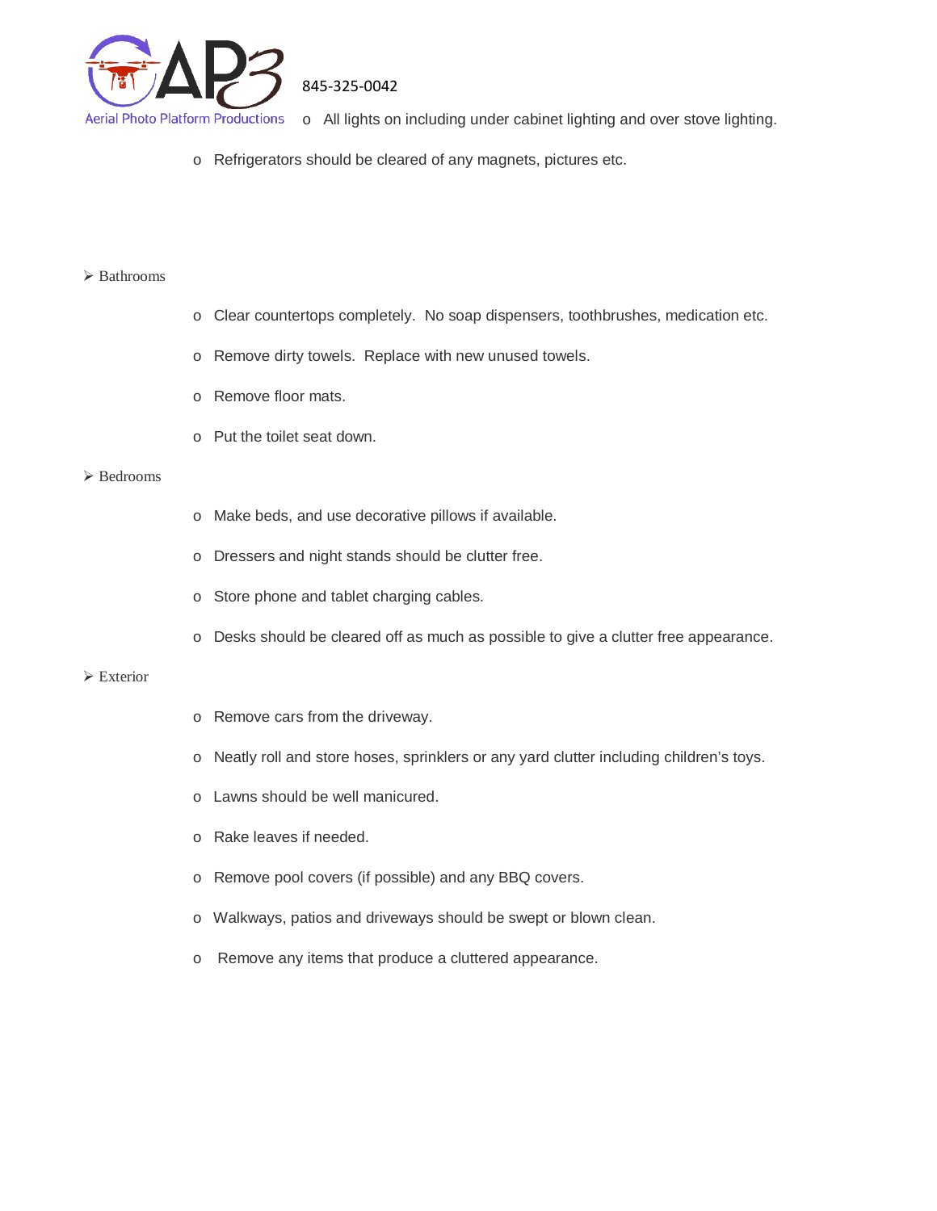845-325-0042

- All lights on including under cabinet lighting and over stove lighting.
- Refrigerators should be cleared of any magnets, pictures etc.

- Bathrooms
  - Clear countertops completely.  No soap dispensers, toothbrushes, medication etc.
  - Remove dirty towels.  Replace with new unused towels.
  - Remove floor mats.
  - Put the toilet seat down.
- Bedrooms
  - Make beds, and use decorative pillows if available.
  - Dressers and night stands should be clutter free.
  - Store phone and tablet charging cables.
  - Desks should be cleared off as much as possible to give a clutter free appearance.
- Exterior
  - Remove cars from the driveway.
  - Neatly roll and store hoses, sprinklers or any yard clutter including children's toys.
  - Lawns should be well manicured.
  - Rake leaves if needed.
  - Remove pool covers (if possible) and any BBQ covers.
  - Walkways, patios and driveways should be swept or blown clean.
  - Remove any items that produce a cluttered appearance.